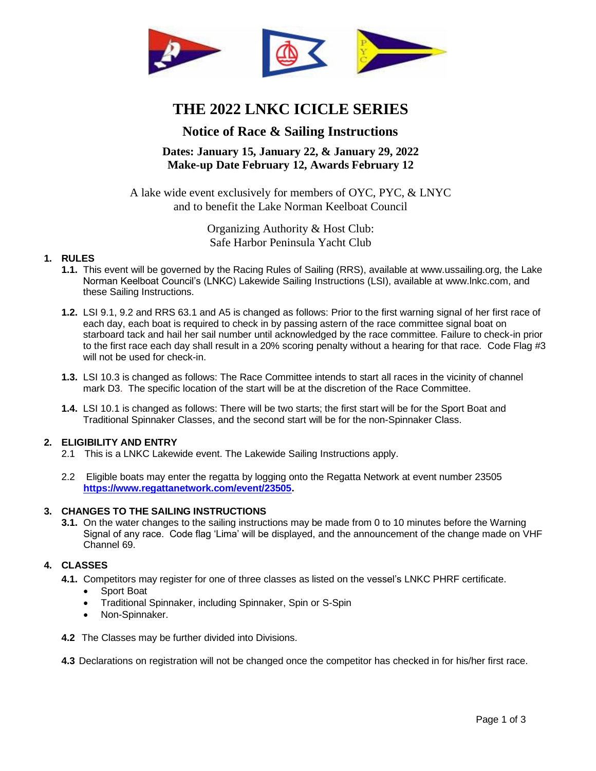# THE 2022 LNKC ICICLE SERIES

## Notice of Race & Sailing Instructions

### Dates: January 15, January 22, & January 29, 2022
### Make-up Date February 12, Awards February 12

A lake wide event exclusively for members of OYC, PYC, & LNYC
and to benefit the Lake Norman Keelboat Council

Organizing Authority & Host Club:
Safe Harbor Peninsula Yacht Club

**1. RULES**

**1.1.** This event will be governed by the Racing Rules of Sailing (RRS), available at www.ussailing.org, the Lake Norman Keelboat Council's (LNKC) Lakewide Sailing Instructions (LSI), available at www.lnkc.com, and these Sailing Instructions.

**1.2.** LSI 9.1, 9.2 and RRS 63.1 and A5 is changed as follows: Prior to the first warning signal of her first race of each day, each boat is required to check in by passing astern of the race committee signal boat on starboard tack and hail her sail number until acknowledged by the race committee. Failure to check-in prior to the first race each day shall result in a 20% scoring penalty without a hearing for that race. Code Flag #3 will not be used for check-in.

**1.3.** LSI 10.3 is changed as follows: The Race Committee intends to start all races in the vicinity of channel mark D3. The specific location of the start will be at the discretion of the Race Committee.

**1.4.** LSI 10.1 is changed as follows: There will be two starts; the first start will be for the Sport Boat and Traditional Spinnaker Classes, and the second start will be for the non-Spinnaker Class.

**2. ELIGIBILITY AND ENTRY**

2.1 This is a LNKC Lakewide event. The Lakewide Sailing Instructions apply.

2.2 Eligible boats may enter the regatta by logging onto the Regatta Network at event number 23505 **https://www.regattanetwork.com/event/23505**.

**3. CHANGES TO THE SAILING INSTRUCTIONS**

**3.1.** On the water changes to the sailing instructions may be made from 0 to 10 minutes before the Warning Signal of any race. Code flag 'Lima' will be displayed, and the announcement of the change made on VHF Channel 69.

**4. CLASSES**

**4.1.** Competitors may register for one of three classes as listed on the vessel's LNKC PHRF certificate.

- Sport Boat
- Traditional Spinnaker, including Spinnaker, Spin or S-Spin
- Non-Spinnaker.

**4.2** The Classes may be further divided into Divisions.

**4.3** Declarations on registration will not be changed once the competitor has checked in for his/her first race.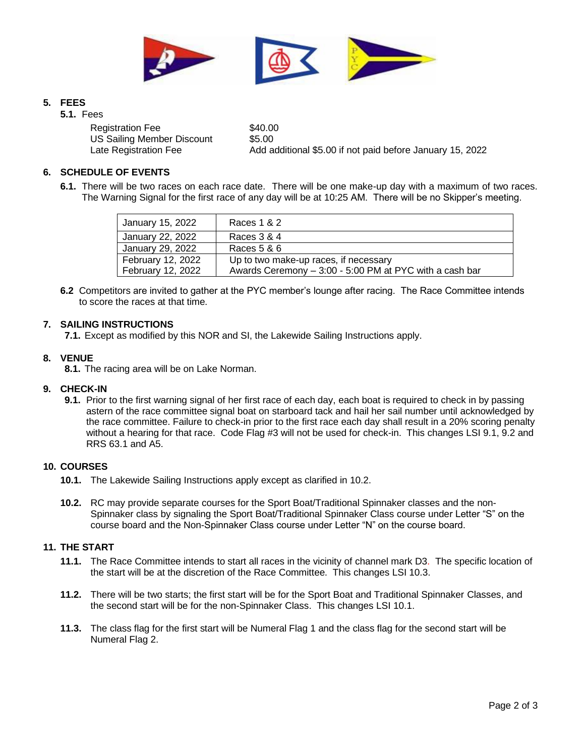## 5. FEES

**5.1.** Fees

| | |
|---|---|
| Registration Fee | $40.00 |
| US Sailing Member Discount | $5.00 |
| Late Registration Fee | Add additional $5.00 if not paid before January 15, 2022 |

## 6. SCHEDULE OF EVENTS

**6.1.** There will be two races on each race date. There will be one make-up day with a maximum of two races. The Warning Signal for the first race of any day will be at 10:25 AM. There will be no Skipper's meeting.

| | |
|---|---|
| January 15, 2022 | Races 1 & 2 |
| January 22, 2022 | Races 3 & 4 |
| January 29, 2022 | Races 5 & 6 |
| February 12, 2022 | Up to two make-up races, if necessary |
| February 12, 2022 | Awards Ceremony – 3:00 - 5:00 PM at PYC with a cash bar |

**6.2** Competitors are invited to gather at the PYC member's lounge after racing. The Race Committee intends to score the races at that time.

## 7. SAILING INSTRUCTIONS

**7.1.** Except as modified by this NOR and SI, the Lakewide Sailing Instructions apply.

## 8. VENUE

**8.1.** The racing area will be on Lake Norman.

## 9. CHECK-IN

**9.1.** Prior to the first warning signal of her first race of each day, each boat is required to check in by passing astern of the race committee signal boat on starboard tack and hail her sail number until acknowledged by the race committee. Failure to check-in prior to the first race each day shall result in a 20% scoring penalty without a hearing for that race. Code Flag #3 will not be used for check-in. This changes LSI 9.1, 9.2 and RRS 63.1 and A5.

## 10. COURSES

**10.1.** The Lakewide Sailing Instructions apply except as clarified in 10.2.

**10.2.** RC may provide separate courses for the Sport Boat/Traditional Spinnaker classes and the non-Spinnaker class by signaling the Sport Boat/Traditional Spinnaker Class course under Letter "S" on the course board and the Non-Spinnaker Class course under Letter "N" on the course board.

## 11. THE START

**11.1.** The Race Committee intends to start all races in the vicinity of channel mark D3. The specific location of the start will be at the discretion of the Race Committee. This changes LSI 10.3.

**11.2.** There will be two starts; the first start will be for the Sport Boat and Traditional Spinnaker Classes, and the second start will be for the non-Spinnaker Class. This changes LSI 10.1.

**11.3.** The class flag for the first start will be Numeral Flag 1 and the class flag for the second start will be Numeral Flag 2.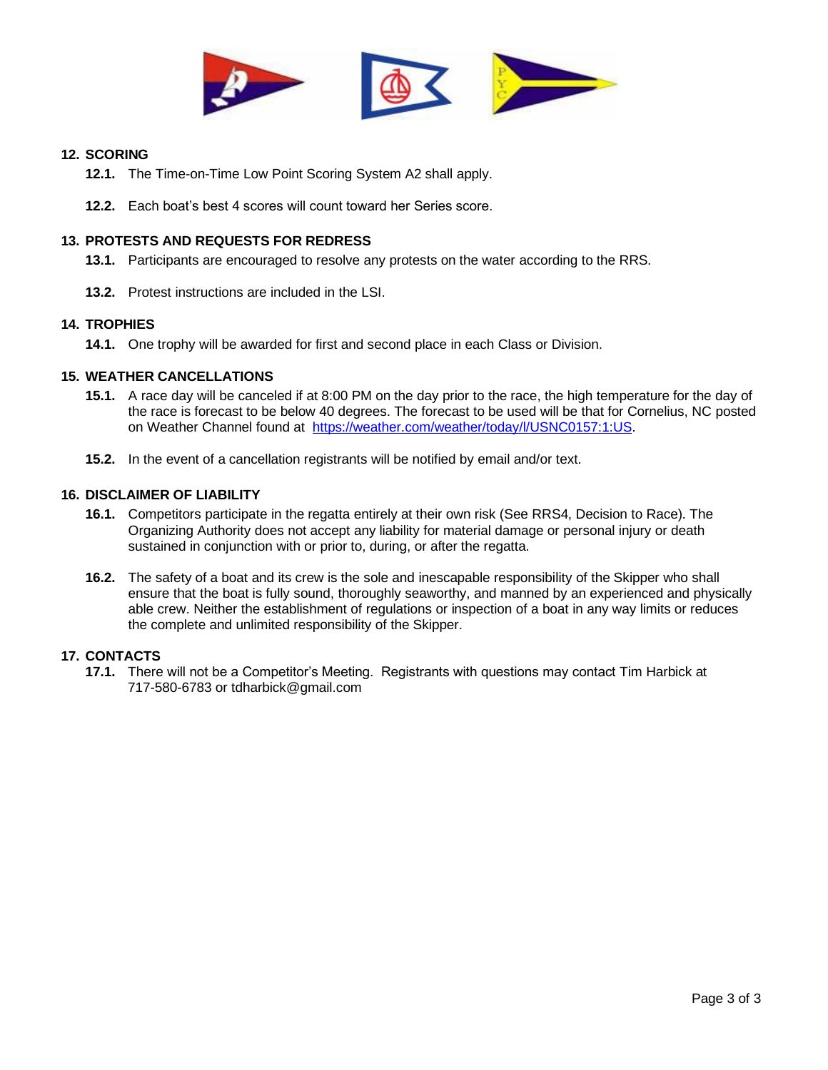## 12. SCORING

**12.1.** The Time-on-Time Low Point Scoring System A2 shall apply.

**12.2.** Each boat's best 4 scores will count toward her Series score.

## 13. PROTESTS AND REQUESTS FOR REDRESS

**13.1.** Participants are encouraged to resolve any protests on the water according to the RRS.

**13.2.** Protest instructions are included in the LSI.

## 14. TROPHIES

**14.1.** One trophy will be awarded for first and second place in each Class or Division.

## 15. WEATHER CANCELLATIONS

**15.1.** A race day will be canceled if at 8:00 PM on the day prior to the race, the high temperature for the day of the race is forecast to be below 40 degrees. The forecast to be used will be that for Cornelius, NC posted on Weather Channel found at [https://weather.com/weather/today/l/USNC0157:1:US](https://weather.com/weather/today/l/USNC0157:1:US).

**15.2.** In the event of a cancellation registrants will be notified by email and/or text.

## 16. DISCLAIMER OF LIABILITY

**16.1.** Competitors participate in the regatta entirely at their own risk (See RRS4, Decision to Race). The Organizing Authority does not accept any liability for material damage or personal injury or death sustained in conjunction with or prior to, during, or after the regatta.

**16.2.** The safety of a boat and its crew is the sole and inescapable responsibility of the Skipper who shall ensure that the boat is fully sound, thoroughly seaworthy, and manned by an experienced and physically able crew. Neither the establishment of regulations or inspection of a boat in any way limits or reduces the complete and unlimited responsibility of the Skipper.

## 17. CONTACTS

**17.1.** There will not be a Competitor's Meeting. Registrants with questions may contact Tim Harbick at 717-580-6783 or tdharbick@gmail.com